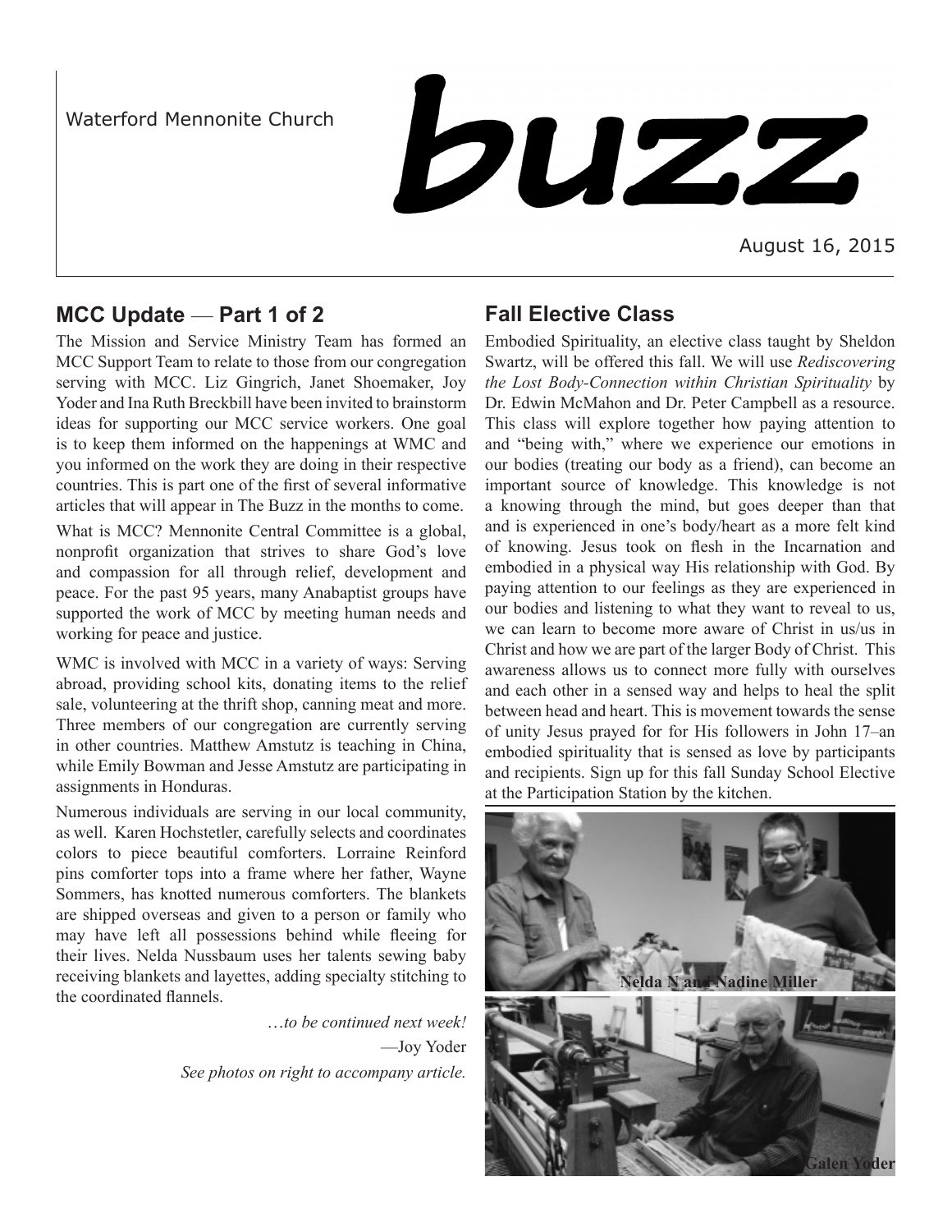Waterford Mennonite Church

# buzz

August 16, 2015

## MCC Update — Part 1 of 2

The Mission and Service Ministry Team has formed an MCC Support Team to relate to those from our congregation serving with MCC. Liz Gingrich, Janet Shoemaker, Joy Yoder and Ina Ruth Breckbill have been invited to brainstorm ideas for supporting our MCC service workers. One goal is to keep them informed on the happenings at WMC and you informed on the work they are doing in their respective countries. This is part one of the first of several informative articles that will appear in The Buzz in the months to come.

What is MCC? Mennonite Central Committee is a global, nonprofit organization that strives to share God's love and compassion for all through relief, development and peace. For the past 95 years, many Anabaptist groups have supported the work of MCC by meeting human needs and working for peace and justice.

WMC is involved with MCC in a variety of ways: Serving abroad, providing school kits, donating items to the relief sale, volunteering at the thrift shop, canning meat and more. Three members of our congregation are currently serving in other countries. Matthew Amstutz is teaching in China, while Emily Bowman and Jesse Amstutz are participating in assignments in Honduras.

Numerous individuals are serving in our local community, as well. Karen Hochstetler, carefully selects and coordinates colors to piece beautiful comforters. Lorraine Reinford pins comforter tops into a frame where her father, Wayne Sommers, has knotted numerous comforters. The blankets are shipped overseas and given to a person or family who may have left all possessions behind while fleeing for their lives. Nelda Nussbaum uses her talents sewing baby receiving blankets and layettes, adding specialty stitching to the coordinated flannels.

*…to be continued next week!*

—Joy Yoder

*See photos on right to accompany article.*

## Fall Elective Class

Embodied Spirituality, an elective class taught by Sheldon Swartz, will be offered this fall. We will use *Rediscovering the Lost Body-Connection within Christian Spirituality* by Dr. Edwin McMahon and Dr. Peter Campbell as a resource. This class will explore together how paying attention to and "being with," where we experience our emotions in our bodies (treating our body as a friend), can become an important source of knowledge. This knowledge is not a knowing through the mind, but goes deeper than that and is experienced in one's body/heart as a more felt kind of knowing. Jesus took on flesh in the Incarnation and embodied in a physical way His relationship with God. By paying attention to our feelings as they are experienced in our bodies and listening to what they want to reveal to us, we can learn to become more aware of Christ in us/us in Christ and how we are part of the larger Body of Christ. This awareness allows us to connect more fully with ourselves and each other in a sensed way and helps to heal the split between head and heart. This is movement towards the sense of unity Jesus prayed for for His followers in John 17–an embodied spirituality that is sensed as love by participants and recipients. Sign up for this fall Sunday School Elective at the Participation Station by the kitchen.

Nelda N and Nadine Miller

Galen Yoder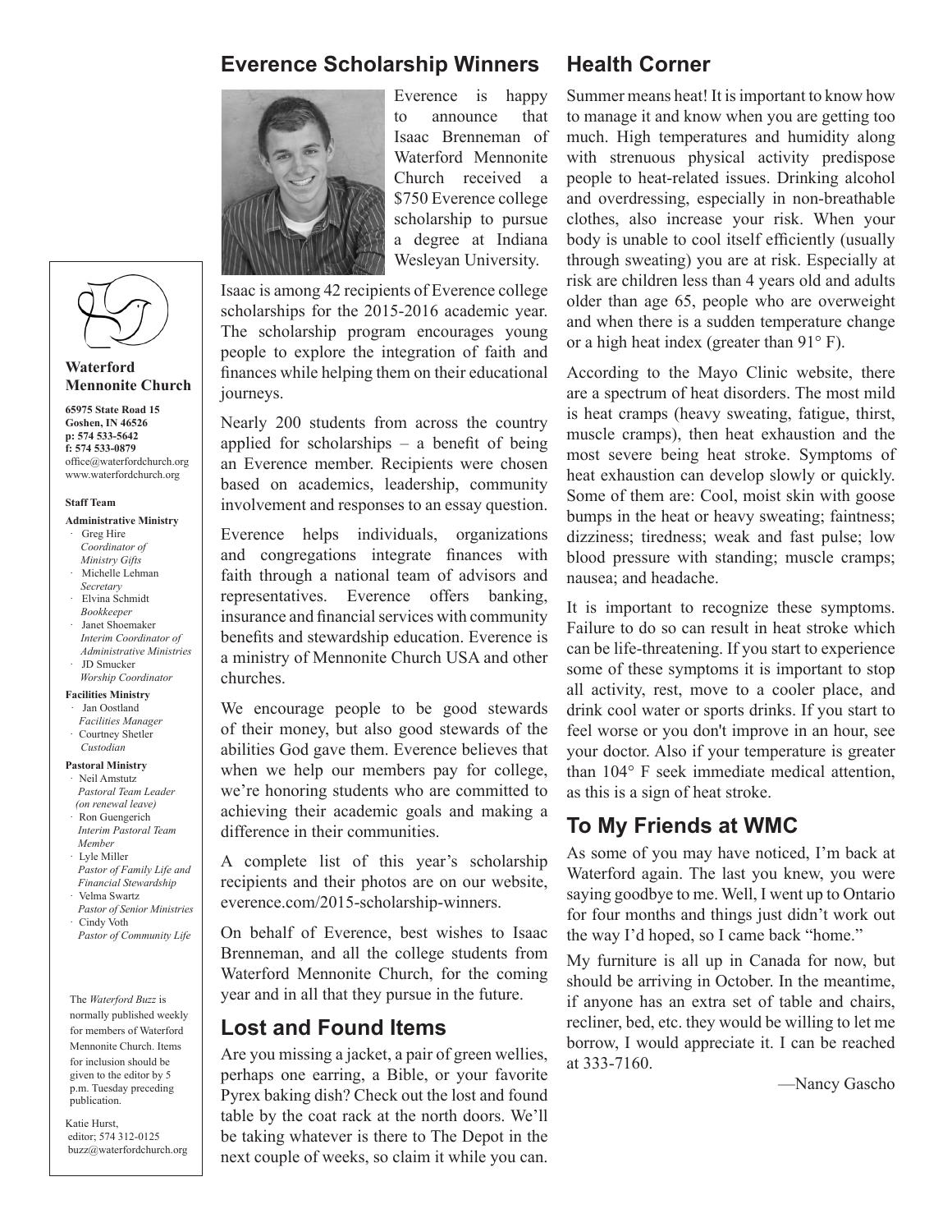## Everence Scholarship Winners

Everence is happy to announce that Isaac Brenneman of Waterford Mennonite Church received a $750 Everence college scholarship to pursue a degree at Indiana Wesleyan University.

Isaac is among 42 recipients of Everence college scholarships for the 2015-2016 academic year. The scholarship program encourages young people to explore the integration of faith and finances while helping them on their educational journeys.

Nearly 200 students from across the country applied for scholarships – a benefit of being an Everence member. Recipients were chosen based on academics, leadership, community involvement and responses to an essay question.

Everence helps individuals, organizations and congregations integrate finances with faith through a national team of advisors and representatives. Everence offers banking, insurance and financial services with community benefits and stewardship education. Everence is a ministry of Mennonite Church USA and other churches.

We encourage people to be good stewards of their money, but also good stewards of the abilities God gave them. Everence believes that when we help our members pay for college, we're honoring students who are committed to achieving their academic goals and making a difference in their communities.

A complete list of this year's scholarship recipients and their photos are on our website, everence.com/2015-scholarship-winners.

On behalf of Everence, best wishes to Isaac Brenneman, and all the college students from Waterford Mennonite Church, for the coming year and in all that they pursue in the future.

## Lost and Found Items

Are you missing a jacket, a pair of green wellies, perhaps one earring, a Bible, or your favorite Pyrex baking dish? Check out the lost and found table by the coat rack at the north doors. We'll be taking whatever is there to The Depot in the next couple of weeks, so claim it while you can.

## Health Corner

Summer means heat! It is important to know how to manage it and know when you are getting too much. High temperatures and humidity along with strenuous physical activity predispose people to heat-related issues. Drinking alcohol and overdressing, especially in non-breathable clothes, also increase your risk. When your body is unable to cool itself efficiently (usually through sweating) you are at risk. Especially at risk are children less than 4 years old and adults older than age 65, people who are overweight and when there is a sudden temperature change or a high heat index (greater than 91° F).

According to the Mayo Clinic website, there are a spectrum of heat disorders. The most mild is heat cramps (heavy sweating, fatigue, thirst, muscle cramps), then heat exhaustion and the most severe being heat stroke. Symptoms of heat exhaustion can develop slowly or quickly. Some of them are: Cool, moist skin with goose bumps in the heat or heavy sweating; faintness; dizziness; tiredness; weak and fast pulse; low blood pressure with standing; muscle cramps; nausea; and headache.

It is important to recognize these symptoms. Failure to do so can result in heat stroke which can be life-threatening. If you start to experience some of these symptoms it is important to stop all activity, rest, move to a cooler place, and drink cool water or sports drinks. If you start to feel worse or you don't improve in an hour, see your doctor. Also if your temperature is greater than 104° F seek immediate medical attention, as this is a sign of heat stroke.

## To My Friends at WMC

As some of you may have noticed, I'm back at Waterford again. The last you knew, you were saying goodbye to me. Well, I went up to Ontario for four months and things just didn't work out the way I'd hoped, so I came back "home."

My furniture is all up in Canada for now, but should be arriving in October. In the meantime, if anyone has an extra set of table and chairs, recliner, bed, etc. they would be willing to let me borrow, I would appreciate it. I can be reached at 333-7160.

—Nancy Gascho

---

**Waterford Mennonite Church**

**65975 State Road 15**
**Goshen, IN 46526**
**p: 574 533-5642**
**f: 574 533-0879**
office@waterfordchurch.org
www.waterfordchurch.org

**Staff Team**

**Administrative Ministry**
- Greg Hire, *Coordinator of Ministry Gifts*
- Michelle Lehman, *Secretary*
- Elvina Schmidt, *Bookkeeper*
- Janet Shoemaker, *Interim Coordinator of Administrative Ministries*
- JD Smucker, *Worship Coordinator*

**Facilities Ministry**
- Jan Oostland, *Facilities Manager*
- Courtney Shetler, *Custodian*

**Pastoral Ministry**
- Neil Amstutz, *Pastoral Team Leader (on renewal leave)*
- Ron Guengerich, *Interim Pastoral Team Member*
- Lyle Miller, *Pastor of Family Life and Financial Stewardship*
- Velma Swartz, *Pastor of Senior Ministries*
- Cindy Voth, *Pastor of Community Life*

The *Waterford Buzz* is normally published weekly for members of Waterford Mennonite Church. Items for inclusion should be given to the editor by 5 p.m. Tuesday preceding publication.

Katie Hurst, editor; 574 312-0125
buzz@waterfordchurch.org